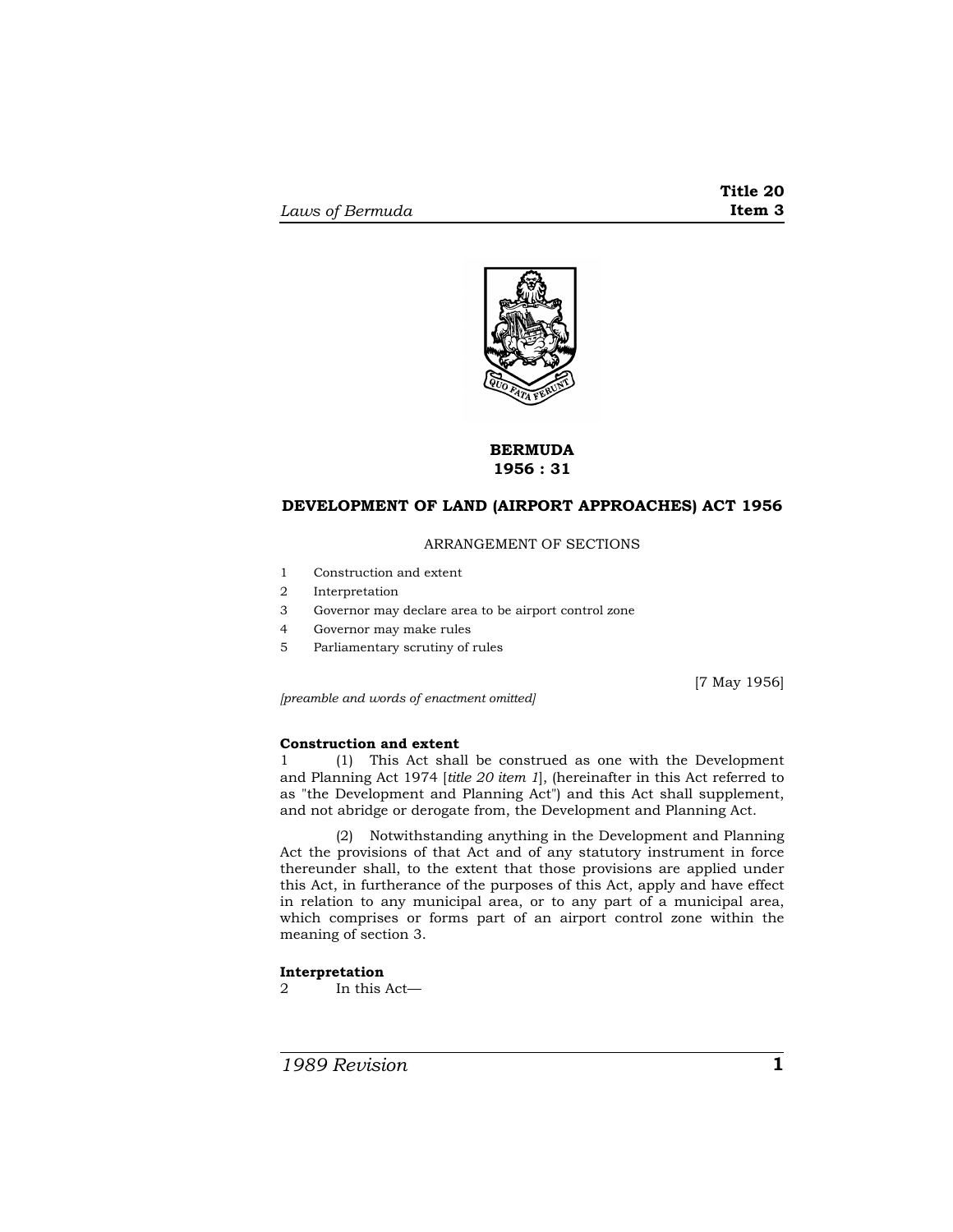# BERMUDA
## 1956 : 31

## DEVELOPMENT OF LAND (AIRPORT APPROACHES) ACT 1956

ARRANGEMENT OF SECTIONS

1 Construction and extent
2 Interpretation
3 Governor may declare area to be airport control zone
4 Governor may make rules
5 Parliamentary scrutiny of rules

[7 May 1956]

*[preamble and words of enactment omitted]*

**Construction and extent**

1 (1) This Act shall be construed as one with the Development and Planning Act 1974 [*title 20 item 1*], (hereinafter in this Act referred to as "the Development and Planning Act") and this Act shall supplement, and not abridge or derogate from, the Development and Planning Act.

(2) Notwithstanding anything in the Development and Planning Act the provisions of that Act and of any statutory instrument in force thereunder shall, to the extent that those provisions are applied under this Act, in furtherance of the purposes of this Act, apply and have effect in relation to any municipal area, or to any part of a municipal area, which comprises or forms part of an airport control zone within the meaning of section 3.

**Interpretation**

2 In this Act—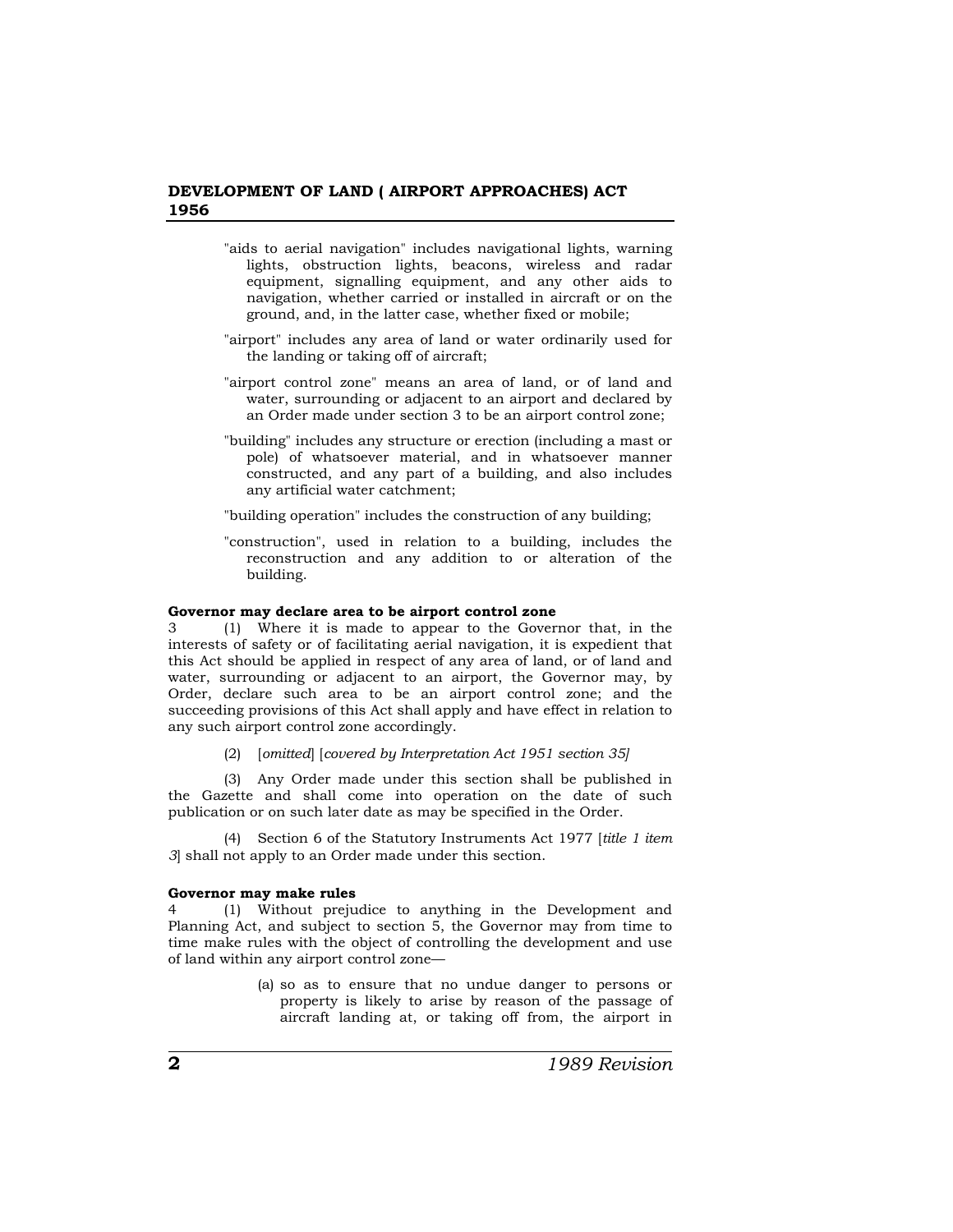"aids to aerial navigation" includes navigational lights, warning lights, obstruction lights, beacons, wireless and radar equipment, signalling equipment, and any other aids to navigation, whether carried or installed in aircraft or on the ground, and, in the latter case, whether fixed or mobile;

"airport" includes any area of land or water ordinarily used for the landing or taking off of aircraft;

"airport control zone" means an area of land, or of land and water, surrounding or adjacent to an airport and declared by an Order made under section 3 to be an airport control zone;

"building" includes any structure or erection (including a mast or pole) of whatsoever material, and in whatsoever manner constructed, and any part of a building, and also includes any artificial water catchment;

"building operation" includes the construction of any building;

"construction", used in relation to a building, includes the reconstruction and any addition to or alteration of the building.

**Governor may declare area to be airport control zone**

3 (1) Where it is made to appear to the Governor that, in the interests of safety or of facilitating aerial navigation, it is expedient that this Act should be applied in respect of any area of land, or of land and water, surrounding or adjacent to an airport, the Governor may, by Order, declare such area to be an airport control zone; and the succeeding provisions of this Act shall apply and have effect in relation to any such airport control zone accordingly.

(2) [*omitted*] [*covered by Interpretation Act 1951 section 35]*

(3) Any Order made under this section shall be published in the Gazette and shall come into operation on the date of such publication or on such later date as may be specified in the Order.

(4) Section 6 of the Statutory Instruments Act 1977 [*title 1 item 3*] shall not apply to an Order made under this section.

**Governor may make rules**

4 (1) Without prejudice to anything in the Development and Planning Act, and subject to section 5, the Governor may from time to time make rules with the object of controlling the development and use of land within any airport control zone—

(a) so as to ensure that no undue danger to persons or property is likely to arise by reason of the passage of aircraft landing at, or taking off from, the airport in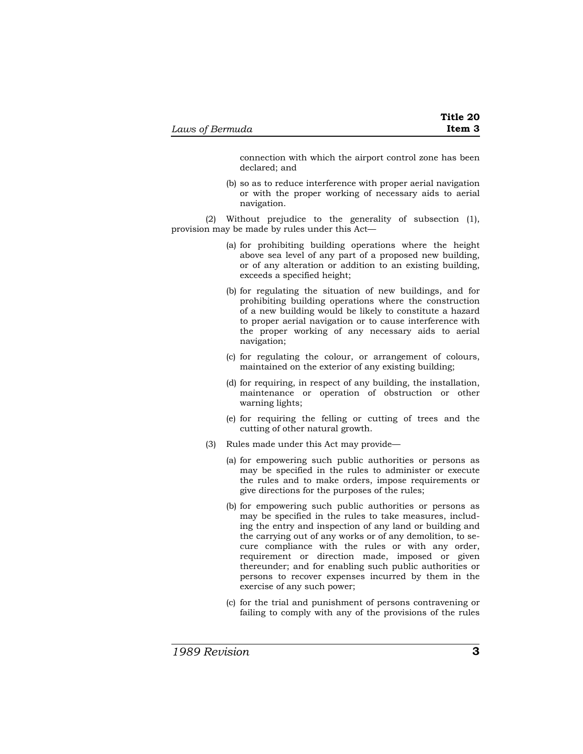connection with which the airport control zone has been declared; and

(b) so as to reduce interference with proper aerial navigation or with the proper working of necessary aids to aerial navigation.

(2) Without prejudice to the generality of subsection (1), provision may be made by rules under this Act—

(a) for prohibiting building operations where the height above sea level of any part of a proposed new building, or of any alteration or addition to an existing building, exceeds a specified height;

(b) for regulating the situation of new buildings, and for prohibiting building operations where the construction of a new building would be likely to constitute a hazard to proper aerial navigation or to cause interference with the proper working of any necessary aids to aerial navigation;

(c) for regulating the colour, or arrangement of colours, maintained on the exterior of any existing building;

(d) for requiring, in respect of any building, the installation, maintenance or operation of obstruction or other warning lights;

(e) for requiring the felling or cutting of trees and the cutting of other natural growth.

(3) Rules made under this Act may provide—

(a) for empowering such public authorities or persons as may be specified in the rules to administer or execute the rules and to make orders, impose requirements or give directions for the purposes of the rules;

(b) for empowering such public authorities or persons as may be specified in the rules to take measures, including the entry and inspection of any land or building and the carrying out of any works or of any demolition, to secure compliance with the rules or with any order, requirement or direction made, imposed or given thereunder; and for enabling such public authorities or persons to recover expenses incurred by them in the exercise of any such power;

(c) for the trial and punishment of persons contravening or failing to comply with any of the provisions of the rules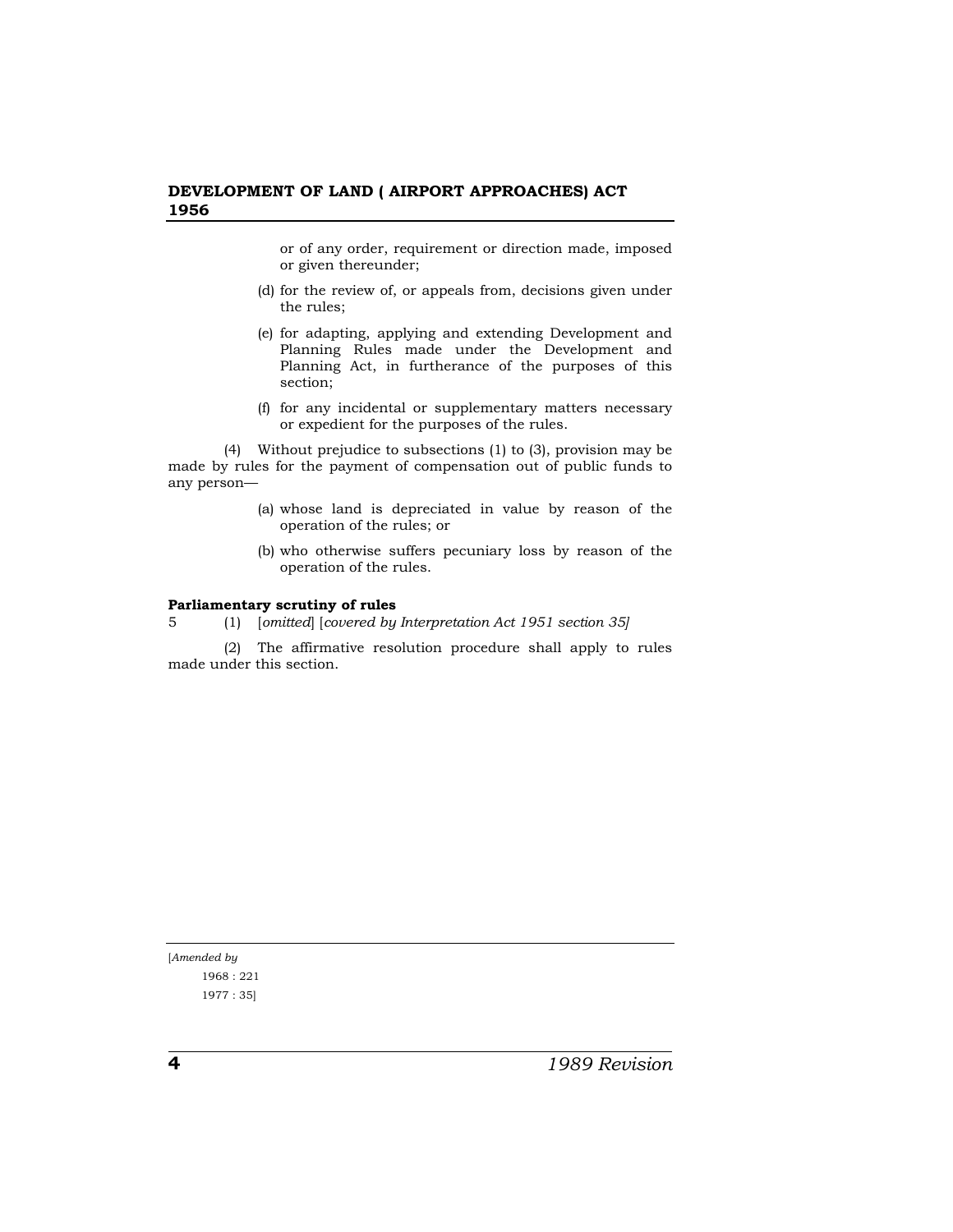or of any order, requirement or direction made, imposed or given thereunder;

(d) for the review of, or appeals from, decisions given under the rules;

(e) for adapting, applying and extending Development and Planning Rules made under the Development and Planning Act, in furtherance of the purposes of this section;

(f) for any incidental or supplementary matters necessary or expedient for the purposes of the rules.

(4) Without prejudice to subsections (1) to (3), provision may be made by rules for the payment of compensation out of public funds to any person—

(a) whose land is depreciated in value by reason of the operation of the rules; or

(b) who otherwise suffers pecuniary loss by reason of the operation of the rules.

**Parliamentary scrutiny of rules**

5 (1) [*omitted*] [*covered by Interpretation Act 1951 section 35]*

(2) The affirmative resolution procedure shall apply to rules made under this section.

[*Amended by*
1968 : 221
1977 : 35]